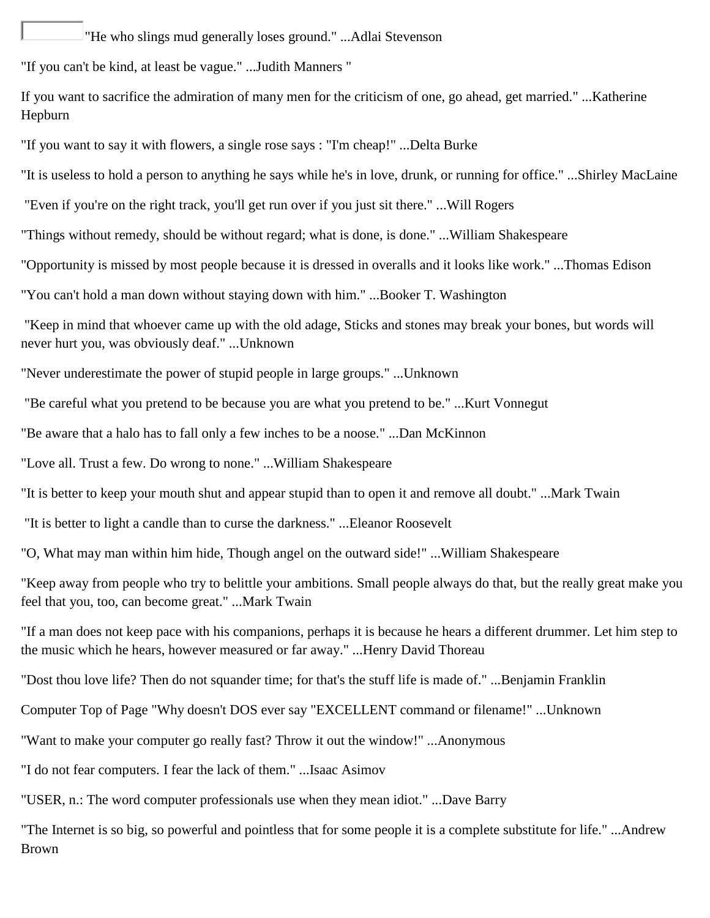"He who slings mud generally loses ground." ...Adlai Stevenson

"If you can't be kind, at least be vague." ...Judith Manners "

If you want to sacrifice the admiration of many men for the criticism of one, go ahead, get married." ...Katherine Hepburn

"If you want to say it with flowers, a single rose says : "I'm cheap!" ...Delta Burke

"It is useless to hold a person to anything he says while he's in love, drunk, or running for office." ...Shirley MacLaine

"Even if you're on the right track, you'll get run over if you just sit there." ...Will Rogers

"Things without remedy, should be without regard; what is done, is done." ...William Shakespeare

"Opportunity is missed by most people because it is dressed in overalls and it looks like work." ...Thomas Edison

"You can't hold a man down without staying down with him." ...Booker T. Washington

"Keep in mind that whoever came up with the old adage, Sticks and stones may break your bones, but words will never hurt you, was obviously deaf." ...Unknown

"Never underestimate the power of stupid people in large groups." ...Unknown

"Be careful what you pretend to be because you are what you pretend to be." ...Kurt Vonnegut

"Be aware that a halo has to fall only a few inches to be a noose." ...Dan McKinnon

"Love all. Trust a few. Do wrong to none." ...William Shakespeare

"It is better to keep your mouth shut and appear stupid than to open it and remove all doubt." ...Mark Twain

"It is better to light a candle than to curse the darkness." ...Eleanor Roosevelt

"O, What may man within him hide, Though angel on the outward side!" ...William Shakespeare

"Keep away from people who try to belittle your ambitions. Small people always do that, but the really great make you feel that you, too, can become great." ...Mark Twain

"If a man does not keep pace with his companions, perhaps it is because he hears a different drummer. Let him step to the music which he hears, however measured or far away." ...Henry David Thoreau

"Dost thou love life? Then do not squander time; for that's the stuff life is made of." ...Benjamin Franklin

Computer Top of Page "Why doesn't DOS ever say "EXCELLENT command or filename!" ...Unknown

"Want to make your computer go really fast? Throw it out the window!" ...Anonymous

"I do not fear computers. I fear the lack of them." ...Isaac Asimov

"USER, n.: The word computer professionals use when they mean idiot." ...Dave Barry

"The Internet is so big, so powerful and pointless that for some people it is a complete substitute for life." ...Andrew Brown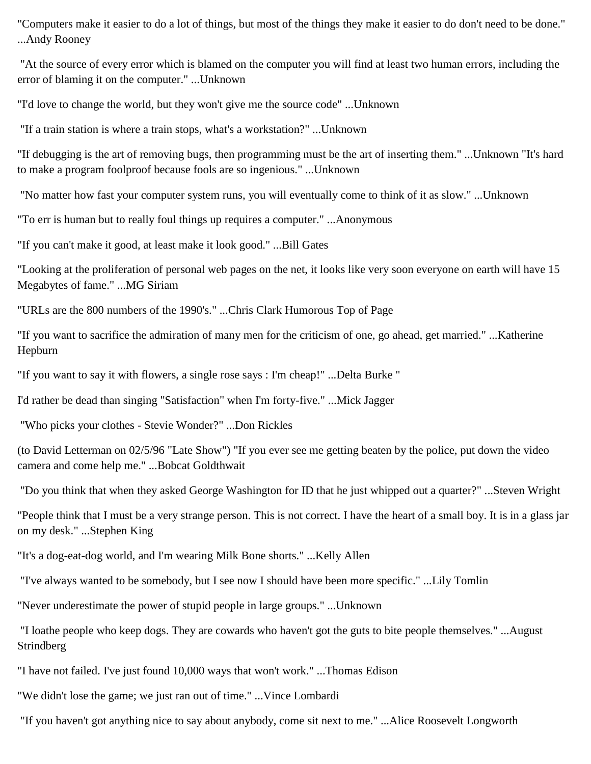"Computers make it easier to do a lot of things, but most of the things they make it easier to do don't need to be done." ...Andy Rooney

"At the source of every error which is blamed on the computer you will find at least two human errors, including the error of blaming it on the computer." ...Unknown

"I'd love to change the world, but they won't give me the source code" ...Unknown

"If a train station is where a train stops, what's a workstation?" ...Unknown

"If debugging is the art of removing bugs, then programming must be the art of inserting them." ...Unknown "It's hard to make a program foolproof because fools are so ingenious." ...Unknown

"No matter how fast your computer system runs, you will eventually come to think of it as slow." ...Unknown

"To err is human but to really foul things up requires a computer." ...Anonymous

"If you can't make it good, at least make it look good." ...Bill Gates

"Looking at the proliferation of personal web pages on the net, it looks like very soon everyone on earth will have 15 Megabytes of fame." ...MG Siriam

"URLs are the 800 numbers of the 1990's." ...Chris Clark Humorous Top of Page

"If you want to sacrifice the admiration of many men for the criticism of one, go ahead, get married." ...Katherine Hepburn

"If you want to say it with flowers, a single rose says : I'm cheap!" ...Delta Burke "

I'd rather be dead than singing "Satisfaction" when I'm forty-five." ...Mick Jagger

"Who picks your clothes - Stevie Wonder?" ...Don Rickles

(to David Letterman on 02/5/96 "Late Show") "If you ever see me getting beaten by the police, put down the video camera and come help me." ...Bobcat Goldthwait

"Do you think that when they asked George Washington for ID that he just whipped out a quarter?" ...Steven Wright

"People think that I must be a very strange person. This is not correct. I have the heart of a small boy. It is in a glass jar on my desk." ...Stephen King

"It's a dog-eat-dog world, and I'm wearing Milk Bone shorts." ...Kelly Allen

"I've always wanted to be somebody, but I see now I should have been more specific." ...Lily Tomlin

"Never underestimate the power of stupid people in large groups." ...Unknown

"I loathe people who keep dogs. They are cowards who haven't got the guts to bite people themselves." ...August Strindberg

"I have not failed. I've just found 10,000 ways that won't work." ...Thomas Edison

"We didn't lose the game; we just ran out of time." ...Vince Lombardi

"If you haven't got anything nice to say about anybody, come sit next to me." ...Alice Roosevelt Longworth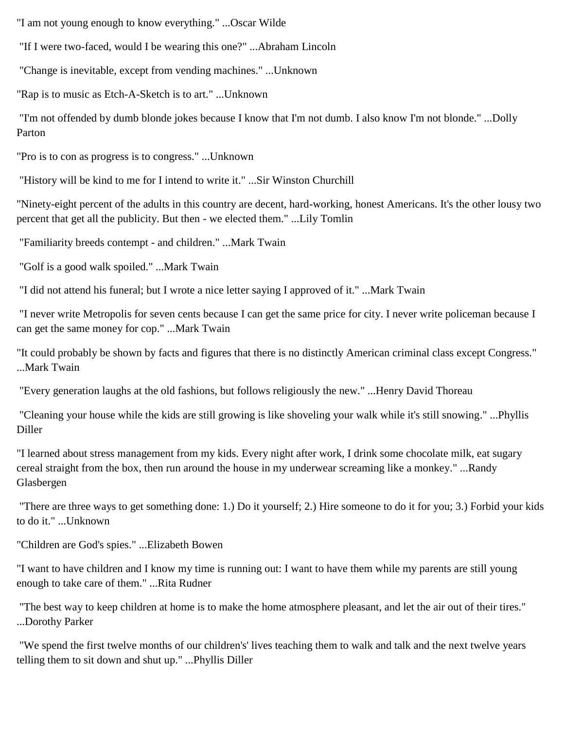"I am not young enough to know everything." ...Oscar Wilde

"If I were two-faced, would I be wearing this one?" ...Abraham Lincoln

"Change is inevitable, except from vending machines." ...Unknown

"Rap is to music as Etch-A-Sketch is to art." ...Unknown

"I'm not offended by dumb blonde jokes because I know that I'm not dumb. I also know I'm not blonde." ...Dolly Parton

"Pro is to con as progress is to congress." ...Unknown

"History will be kind to me for I intend to write it." ...Sir Winston Churchill

"Ninety-eight percent of the adults in this country are decent, hard-working, honest Americans. It's the other lousy two percent that get all the publicity. But then - we elected them." ...Lily Tomlin

"Familiarity breeds contempt - and children." ...Mark Twain

"Golf is a good walk spoiled." ...Mark Twain

"I did not attend his funeral; but I wrote a nice letter saying I approved of it." ...Mark Twain

"I never write Metropolis for seven cents because I can get the same price for city. I never write policeman because I can get the same money for cop." ...Mark Twain

"It could probably be shown by facts and figures that there is no distinctly American criminal class except Congress." ...Mark Twain

"Every generation laughs at the old fashions, but follows religiously the new." ...Henry David Thoreau

"Cleaning your house while the kids are still growing is like shoveling your walk while it's still snowing." ...Phyllis Diller

"I learned about stress management from my kids. Every night after work, I drink some chocolate milk, eat sugary cereal straight from the box, then run around the house in my underwear screaming like a monkey." ...Randy Glasbergen

"There are three ways to get something done: 1.) Do it yourself; 2.) Hire someone to do it for you; 3.) Forbid your kids to do it." ...Unknown

"Children are God's spies." ...Elizabeth Bowen

"I want to have children and I know my time is running out: I want to have them while my parents are still young enough to take care of them." ...Rita Rudner

"The best way to keep children at home is to make the home atmosphere pleasant, and let the air out of their tires." ...Dorothy Parker

"We spend the first twelve months of our children's' lives teaching them to walk and talk and the next twelve years telling them to sit down and shut up." ...Phyllis Diller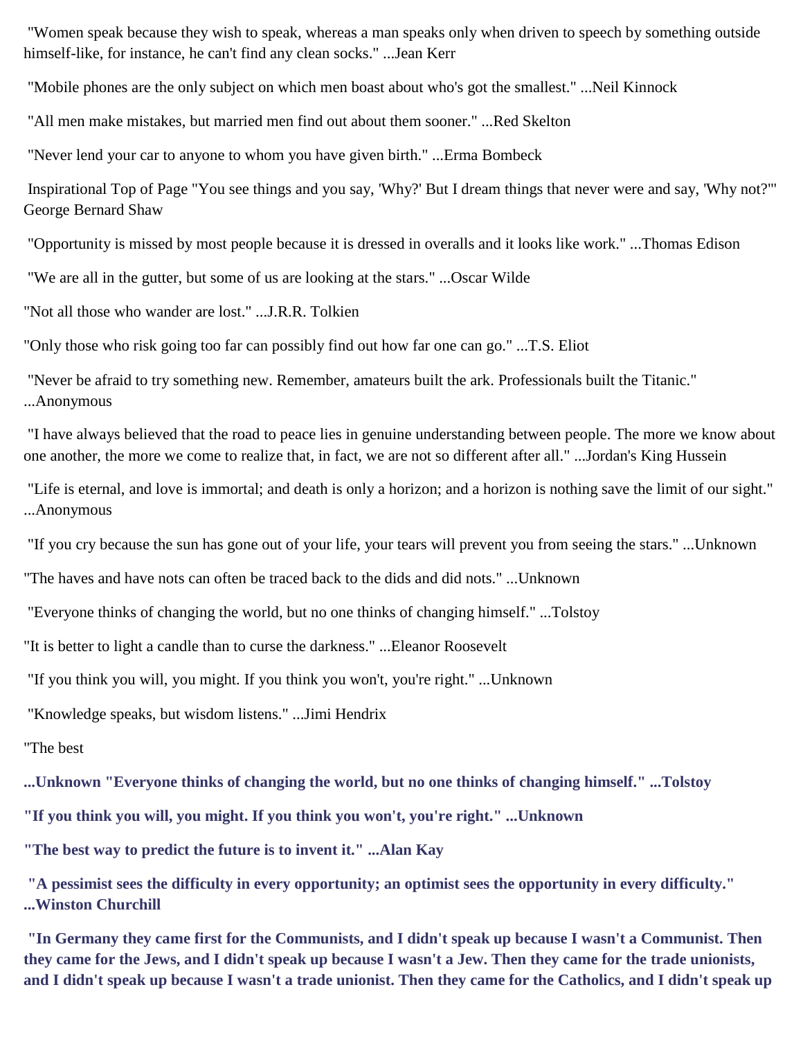"Women speak because they wish to speak, whereas a man speaks only when driven to speech by something outside himself-like, for instance, he can't find any clean socks." ...Jean Kerr

"Mobile phones are the only subject on which men boast about who's got the smallest." ...Neil Kinnock

"All men make mistakes, but married men find out about them sooner." ...Red Skelton

"Never lend your car to anyone to whom you have given birth." ...Erma Bombeck

Inspirational Top of Page "You see things and you say, 'Why?' But I dream things that never were and say, 'Why not?'" George Bernard Shaw

"Opportunity is missed by most people because it is dressed in overalls and it looks like work." ...Thomas Edison

"We are all in the gutter, but some of us are looking at the stars." ...Oscar Wilde

"Not all those who wander are lost." ...J.R.R. Tolkien

"Only those who risk going too far can possibly find out how far one can go." ...T.S. Eliot

"Never be afraid to try something new. Remember, amateurs built the ark. Professionals built the Titanic." ...Anonymous

"I have always believed that the road to peace lies in genuine understanding between people. The more we know about one another, the more we come to realize that, in fact, we are not so different after all." ...Jordan's King Hussein

"Life is eternal, and love is immortal; and death is only a horizon; and a horizon is nothing save the limit of our sight." ...Anonymous

"If you cry because the sun has gone out of your life, your tears will prevent you from seeing the stars." ...Unknown

"The haves and have nots can often be traced back to the dids and did nots." ...Unknown

"Everyone thinks of changing the world, but no one thinks of changing himself." ...Tolstoy

"It is better to light a candle than to curse the darkness." ...Eleanor Roosevelt

"If you think you will, you might. If you think you won't, you're right." ...Unknown

"Knowledge speaks, but wisdom listens." ...Jimi Hendrix

"The best

**...Unknown "Everyone thinks of changing the world, but no one thinks of changing himself." ...Tolstoy**

**"If you think you will, you might. If you think you won't, you're right." ...Unknown**

**"The best way to predict the future is to invent it." ...Alan Kay**

**"A pessimist sees the difficulty in every opportunity; an optimist sees the opportunity in every difficulty." ...Winston Churchill**

**"In Germany they came first for the Communists, and I didn't speak up because I wasn't a Communist. Then they came for the Jews, and I didn't speak up because I wasn't a Jew. Then they came for the trade unionists, and I didn't speak up because I wasn't a trade unionist. Then they came for the Catholics, and I didn't speak up**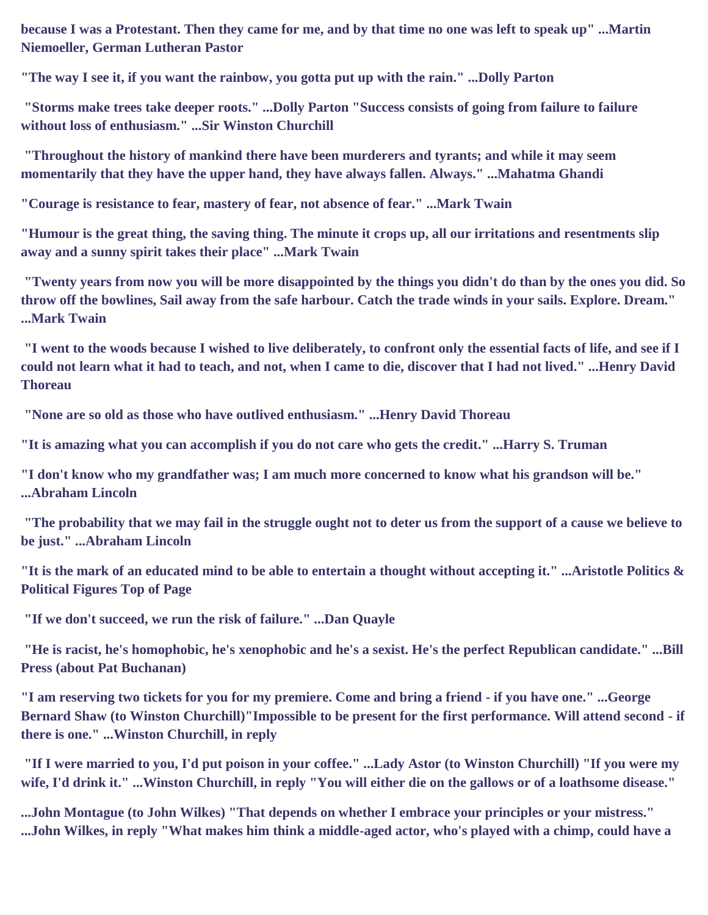**because I was a Protestant. Then they came for me, and by that time no one was left to speak up" ...Martin Niemoeller, German Lutheran Pastor**

**"The way I see it, if you want the rainbow, you gotta put up with the rain." ...Dolly Parton**

**"Storms make trees take deeper roots." ...Dolly Parton "Success consists of going from failure to failure without loss of enthusiasm." ...Sir Winston Churchill**

**"Throughout the history of mankind there have been murderers and tyrants; and while it may seem momentarily that they have the upper hand, they have always fallen. Always." ...Mahatma Ghandi**

**"Courage is resistance to fear, mastery of fear, not absence of fear." ...Mark Twain**

**"Humour is the great thing, the saving thing. The minute it crops up, all our irritations and resentments slip away and a sunny spirit takes their place" ...Mark Twain**

**"Twenty years from now you will be more disappointed by the things you didn't do than by the ones you did. So throw off the bowlines, Sail away from the safe harbour. Catch the trade winds in your sails. Explore. Dream." ...Mark Twain**

**"I went to the woods because I wished to live deliberately, to confront only the essential facts of life, and see if I could not learn what it had to teach, and not, when I came to die, discover that I had not lived." ...Henry David Thoreau**

**"None are so old as those who have outlived enthusiasm." ...Henry David Thoreau**

**"It is amazing what you can accomplish if you do not care who gets the credit." ...Harry S. Truman**

**"I don't know who my grandfather was; I am much more concerned to know what his grandson will be." ...Abraham Lincoln**

**"The probability that we may fail in the struggle ought not to deter us from the support of a cause we believe to be just." ...Abraham Lincoln**

**"It is the mark of an educated mind to be able to entertain a thought without accepting it." ...Aristotle Politics & Political Figures Top of Page**

**"If we don't succeed, we run the risk of failure." ...Dan Quayle**

**"He is racist, he's homophobic, he's xenophobic and he's a sexist. He's the perfect Republican candidate." ...Bill Press (about Pat Buchanan)**

**"I am reserving two tickets for you for my premiere. Come and bring a friend - if you have one." ...George Bernard Shaw (to Winston Churchill)"Impossible to be present for the first performance. Will attend second - if there is one." ...Winston Churchill, in reply**

**"If I were married to you, I'd put poison in your coffee." ...Lady Astor (to Winston Churchill) "If you were my wife, I'd drink it." ...Winston Churchill, in reply "You will either die on the gallows or of a loathsome disease."**

**...John Montague (to John Wilkes) "That depends on whether I embrace your principles or your mistress." ...John Wilkes, in reply "What makes him think a middle-aged actor, who's played with a chimp, could have a**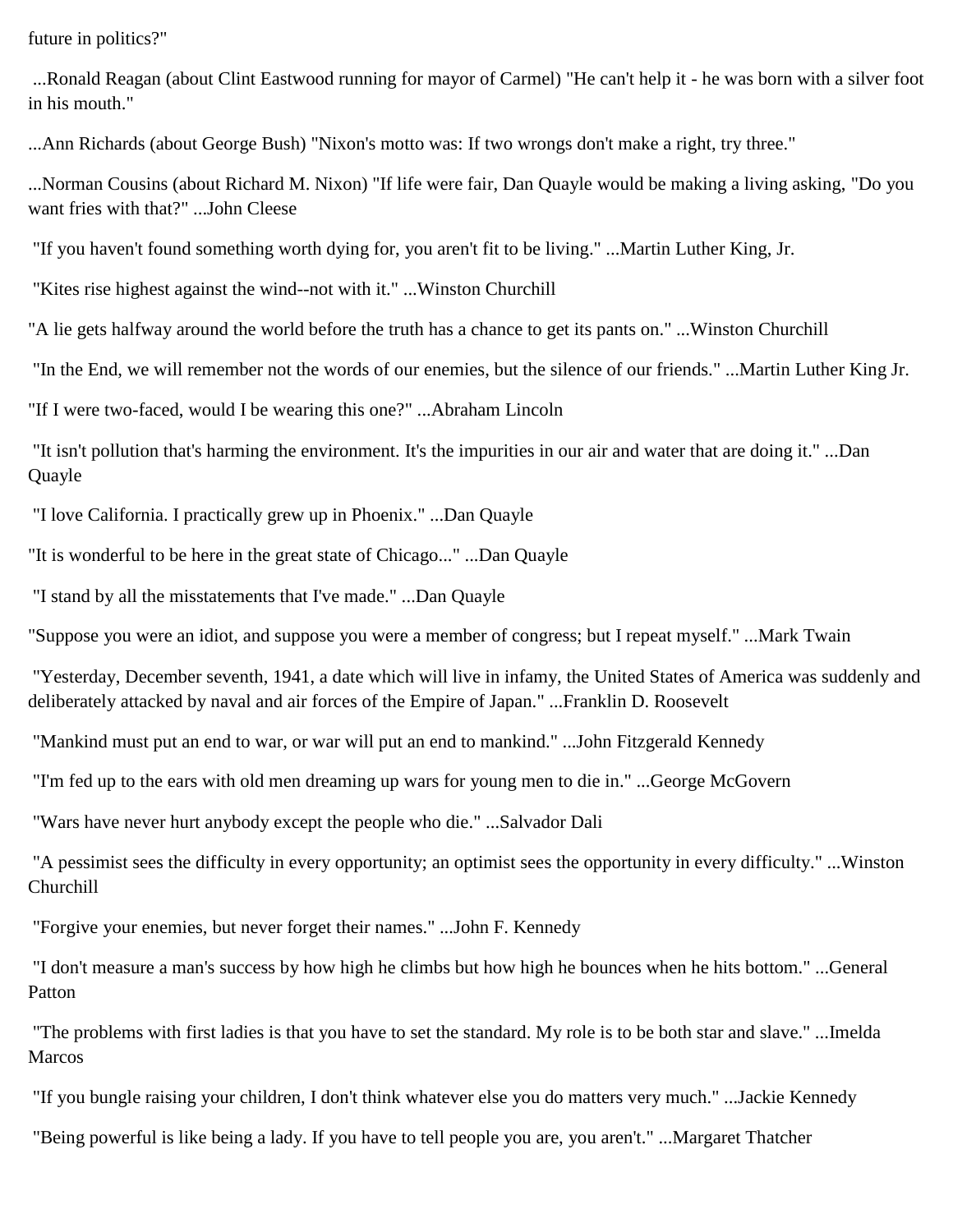future in politics?"

...Ronald Reagan (about Clint Eastwood running for mayor of Carmel) "He can't help it - he was born with a silver foot in his mouth."

...Ann Richards (about George Bush) "Nixon's motto was: If two wrongs don't make a right, try three."

...Norman Cousins (about Richard M. Nixon) "If life were fair, Dan Quayle would be making a living asking, "Do you want fries with that?" ...John Cleese

"If you haven't found something worth dying for, you aren't fit to be living." ...Martin Luther King, Jr.

"Kites rise highest against the wind--not with it." ...Winston Churchill

"A lie gets halfway around the world before the truth has a chance to get its pants on." ...Winston Churchill

"In the End, we will remember not the words of our enemies, but the silence of our friends." ...Martin Luther King Jr.

"If I were two-faced, would I be wearing this one?" ...Abraham Lincoln

"It isn't pollution that's harming the environment. It's the impurities in our air and water that are doing it." ...Dan Quayle

"I love California. I practically grew up in Phoenix." ...Dan Quayle

"It is wonderful to be here in the great state of Chicago..." ...Dan Quayle

"I stand by all the misstatements that I've made." ...Dan Quayle

"Suppose you were an idiot, and suppose you were a member of congress; but I repeat myself." ...Mark Twain

"Yesterday, December seventh, 1941, a date which will live in infamy, the United States of America was suddenly and deliberately attacked by naval and air forces of the Empire of Japan." ...Franklin D. Roosevelt

"Mankind must put an end to war, or war will put an end to mankind." ...John Fitzgerald Kennedy

"I'm fed up to the ears with old men dreaming up wars for young men to die in." ...George McGovern

"Wars have never hurt anybody except the people who die." ...Salvador Dali

"A pessimist sees the difficulty in every opportunity; an optimist sees the opportunity in every difficulty." ...Winston Churchill

"Forgive your enemies, but never forget their names." ...John F. Kennedy

"I don't measure a man's success by how high he climbs but how high he bounces when he hits bottom." ...General Patton

"The problems with first ladies is that you have to set the standard. My role is to be both star and slave." ...Imelda Marcos

"If you bungle raising your children, I don't think whatever else you do matters very much." ...Jackie Kennedy

"Being powerful is like being a lady. If you have to tell people you are, you aren't." ...Margaret Thatcher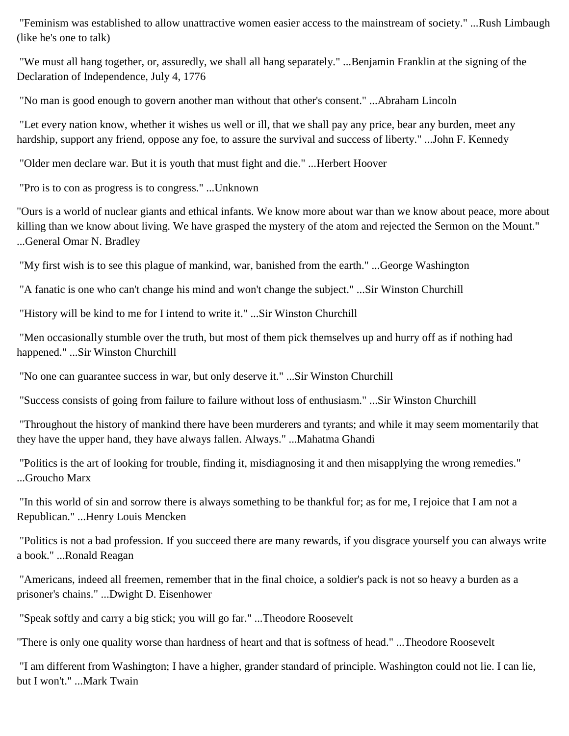"Feminism was established to allow unattractive women easier access to the mainstream of society." ...Rush Limbaugh (like he's one to talk)

"We must all hang together, or, assuredly, we shall all hang separately." ...Benjamin Franklin at the signing of the Declaration of Independence, July 4, 1776

"No man is good enough to govern another man without that other's consent." ...Abraham Lincoln

"Let every nation know, whether it wishes us well or ill, that we shall pay any price, bear any burden, meet any hardship, support any friend, oppose any foe, to assure the survival and success of liberty." ...John F. Kennedy

"Older men declare war. But it is youth that must fight and die." ...Herbert Hoover

"Pro is to con as progress is to congress." ...Unknown

"Ours is a world of nuclear giants and ethical infants. We know more about war than we know about peace, more about killing than we know about living. We have grasped the mystery of the atom and rejected the Sermon on the Mount." ...General Omar N. Bradley

"My first wish is to see this plague of mankind, war, banished from the earth." ...George Washington

"A fanatic is one who can't change his mind and won't change the subject." ...Sir Winston Churchill

"History will be kind to me for I intend to write it." ...Sir Winston Churchill

"Men occasionally stumble over the truth, but most of them pick themselves up and hurry off as if nothing had happened." ...Sir Winston Churchill

"No one can guarantee success in war, but only deserve it." ...Sir Winston Churchill

"Success consists of going from failure to failure without loss of enthusiasm." ...Sir Winston Churchill

"Throughout the history of mankind there have been murderers and tyrants; and while it may seem momentarily that they have the upper hand, they have always fallen. Always." ...Mahatma Ghandi

"Politics is the art of looking for trouble, finding it, misdiagnosing it and then misapplying the wrong remedies." ...Groucho Marx

"In this world of sin and sorrow there is always something to be thankful for; as for me, I rejoice that I am not a Republican." ...Henry Louis Mencken

"Politics is not a bad profession. If you succeed there are many rewards, if you disgrace yourself you can always write a book." ...Ronald Reagan

"Americans, indeed all freemen, remember that in the final choice, a soldier's pack is not so heavy a burden as a prisoner's chains." ...Dwight D. Eisenhower

"Speak softly and carry a big stick; you will go far." ...Theodore Roosevelt

"There is only one quality worse than hardness of heart and that is softness of head." ...Theodore Roosevelt

"I am different from Washington; I have a higher, grander standard of principle. Washington could not lie. I can lie, but I won't." ...Mark Twain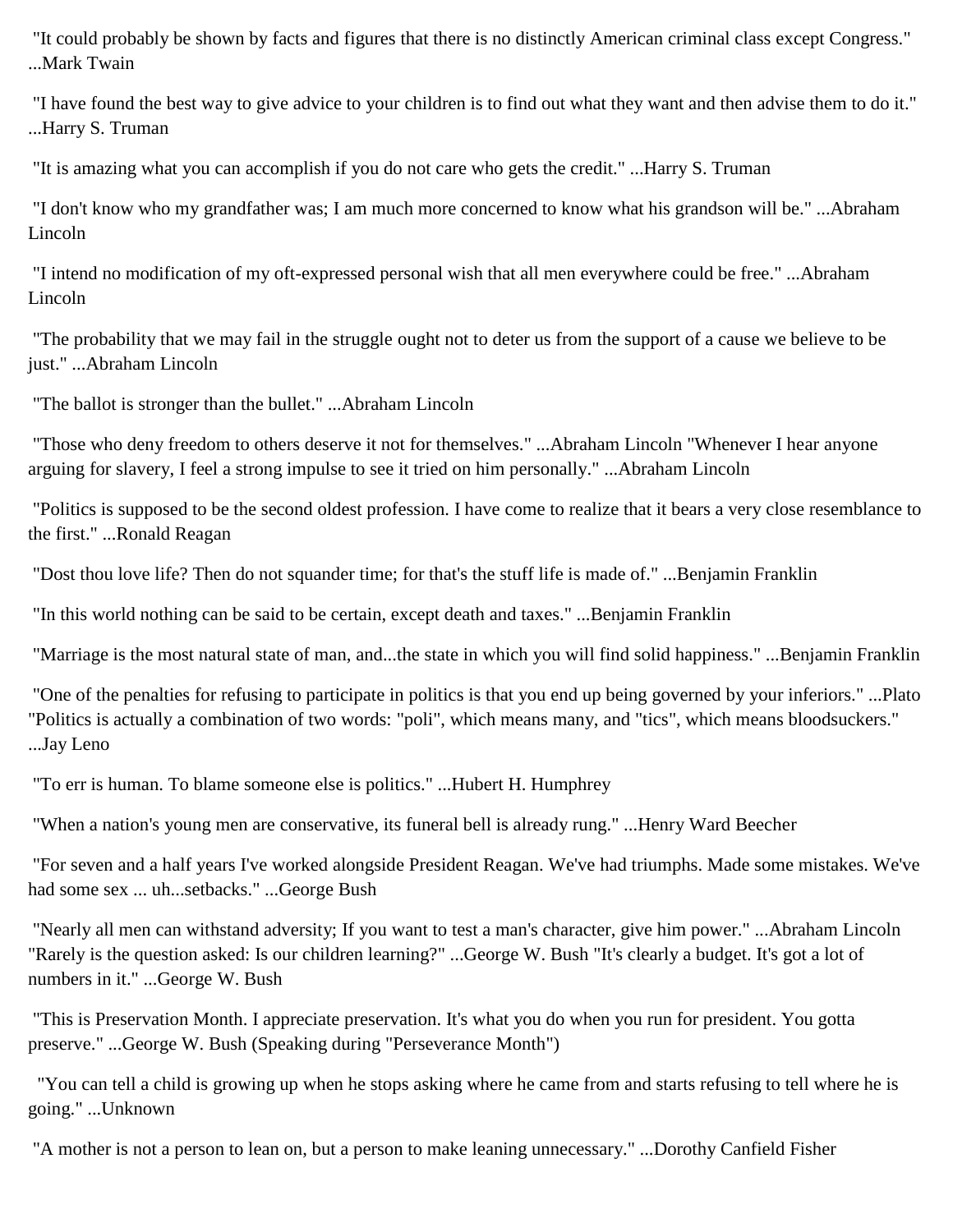"It could probably be shown by facts and figures that there is no distinctly American criminal class except Congress." ...Mark Twain

"I have found the best way to give advice to your children is to find out what they want and then advise them to do it." ...Harry S. Truman

"It is amazing what you can accomplish if you do not care who gets the credit." ...Harry S. Truman

"I don't know who my grandfather was; I am much more concerned to know what his grandson will be." ...Abraham Lincoln

"I intend no modification of my oft-expressed personal wish that all men everywhere could be free." ...Abraham Lincoln

"The probability that we may fail in the struggle ought not to deter us from the support of a cause we believe to be just." ...Abraham Lincoln

"The ballot is stronger than the bullet." ...Abraham Lincoln

"Those who deny freedom to others deserve it not for themselves." ...Abraham Lincoln "Whenever I hear anyone arguing for slavery, I feel a strong impulse to see it tried on him personally." ...Abraham Lincoln

"Politics is supposed to be the second oldest profession. I have come to realize that it bears a very close resemblance to the first." ...Ronald Reagan

"Dost thou love life? Then do not squander time; for that's the stuff life is made of." ...Benjamin Franklin

"In this world nothing can be said to be certain, except death and taxes." ...Benjamin Franklin

"Marriage is the most natural state of man, and...the state in which you will find solid happiness." ...Benjamin Franklin

"One of the penalties for refusing to participate in politics is that you end up being governed by your inferiors." ...Plato "Politics is actually a combination of two words: "poli", which means many, and "tics", which means bloodsuckers." ...Jay Leno

"To err is human. To blame someone else is politics." ...Hubert H. Humphrey

"When a nation's young men are conservative, its funeral bell is already rung." ...Henry Ward Beecher

"For seven and a half years I've worked alongside President Reagan. We've had triumphs. Made some mistakes. We've had some sex ... uh...setbacks." ...George Bush

"Nearly all men can withstand adversity; If you want to test a man's character, give him power." ...Abraham Lincoln "Rarely is the question asked: Is our children learning?" ...George W. Bush "It's clearly a budget. It's got a lot of numbers in it." ...George W. Bush

"This is Preservation Month. I appreciate preservation. It's what you do when you run for president. You gotta preserve." ...George W. Bush (Speaking during "Perseverance Month")

"You can tell a child is growing up when he stops asking where he came from and starts refusing to tell where he is going." ...Unknown

"A mother is not a person to lean on, but a person to make leaning unnecessary." ...Dorothy Canfield Fisher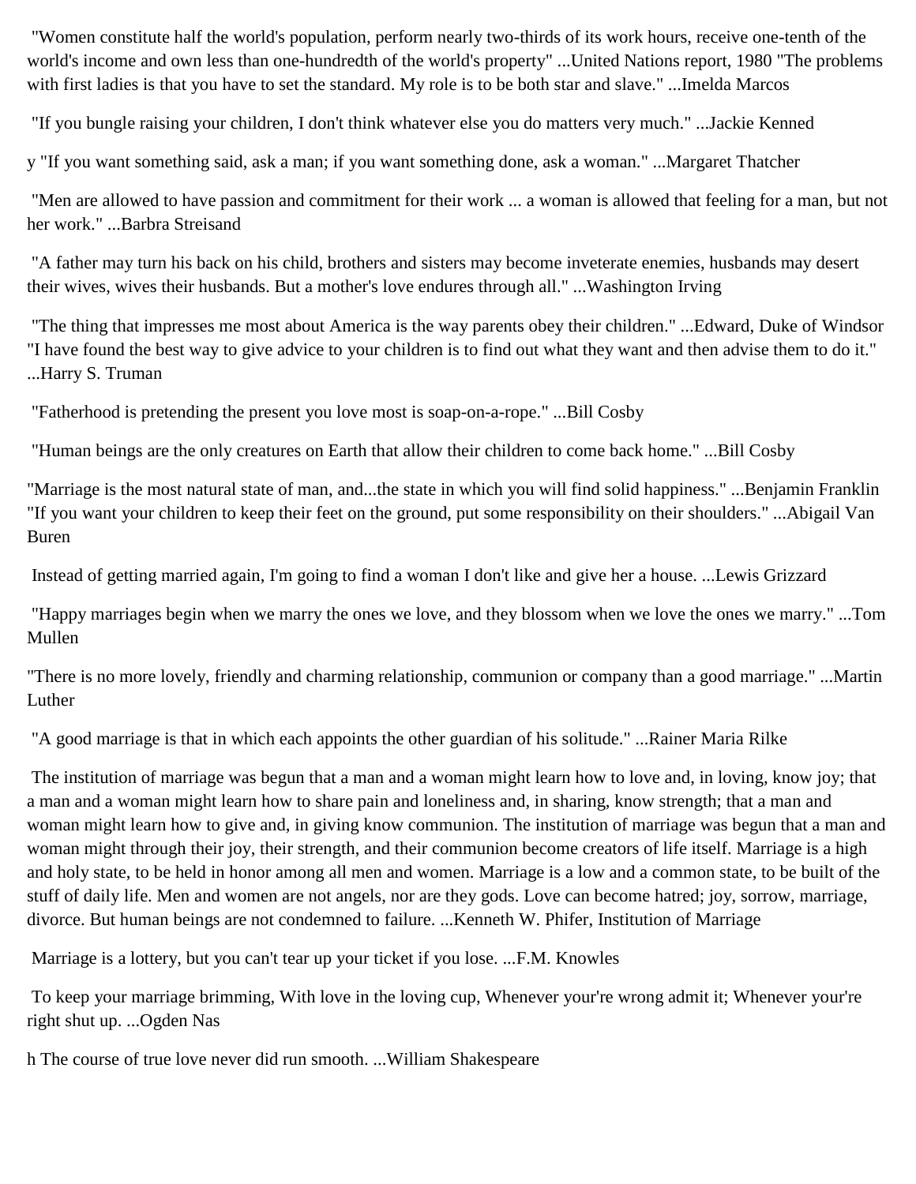"Women constitute half the world's population, perform nearly two-thirds of its work hours, receive one-tenth of the world's income and own less than one-hundredth of the world's property" ...United Nations report, 1980 "The problems with first ladies is that you have to set the standard. My role is to be both star and slave." ...Imelda Marcos

"If you bungle raising your children, I don't think whatever else you do matters very much." ...Jackie Kenned

y "If you want something said, ask a man; if you want something done, ask a woman." ...Margaret Thatcher

"Men are allowed to have passion and commitment for their work ... a woman is allowed that feeling for a man, but not her work." ...Barbra Streisand

"A father may turn his back on his child, brothers and sisters may become inveterate enemies, husbands may desert their wives, wives their husbands. But a mother's love endures through all." ...Washington Irving

"The thing that impresses me most about America is the way parents obey their children." ...Edward, Duke of Windsor "I have found the best way to give advice to your children is to find out what they want and then advise them to do it." ...Harry S. Truman

"Fatherhood is pretending the present you love most is soap-on-a-rope." ...Bill Cosby

"Human beings are the only creatures on Earth that allow their children to come back home." ...Bill Cosby

"Marriage is the most natural state of man, and...the state in which you will find solid happiness." ...Benjamin Franklin "If you want your children to keep their feet on the ground, put some responsibility on their shoulders." ...Abigail Van Buren

Instead of getting married again, I'm going to find a woman I don't like and give her a house. ...Lewis Grizzard

"Happy marriages begin when we marry the ones we love, and they blossom when we love the ones we marry." ...Tom Mullen

"There is no more lovely, friendly and charming relationship, communion or company than a good marriage." ...Martin Luther

"A good marriage is that in which each appoints the other guardian of his solitude." ...Rainer Maria Rilke

The institution of marriage was begun that a man and a woman might learn how to love and, in loving, know joy; that a man and a woman might learn how to share pain and loneliness and, in sharing, know strength; that a man and woman might learn how to give and, in giving know communion. The institution of marriage was begun that a man and woman might through their joy, their strength, and their communion become creators of life itself. Marriage is a high and holy state, to be held in honor among all men and women. Marriage is a low and a common state, to be built of the stuff of daily life. Men and women are not angels, nor are they gods. Love can become hatred; joy, sorrow, marriage, divorce. But human beings are not condemned to failure. ...Kenneth W. Phifer, Institution of Marriage

Marriage is a lottery, but you can't tear up your ticket if you lose. ...F.M. Knowles

To keep your marriage brimming, With love in the loving cup, Whenever your're wrong admit it; Whenever your're right shut up. ...Ogden Nas

h The course of true love never did run smooth. ...William Shakespeare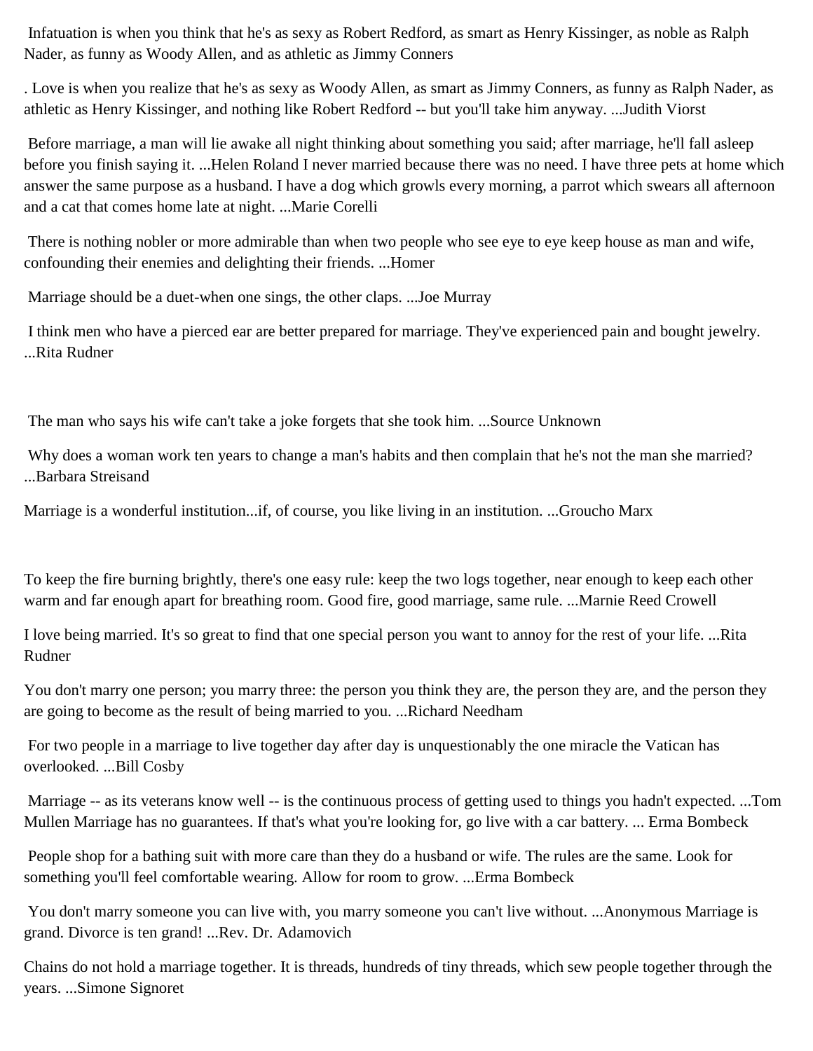Infatuation is when you think that he's as sexy as Robert Redford, as smart as Henry Kissinger, as noble as Ralph Nader, as funny as Woody Allen, and as athletic as Jimmy Conners

. Love is when you realize that he's as sexy as Woody Allen, as smart as Jimmy Conners, as funny as Ralph Nader, as athletic as Henry Kissinger, and nothing like Robert Redford -- but you'll take him anyway. ...Judith Viorst

Before marriage, a man will lie awake all night thinking about something you said; after marriage, he'll fall asleep before you finish saying it. ...Helen Roland I never married because there was no need. I have three pets at home which answer the same purpose as a husband. I have a dog which growls every morning, a parrot which swears all afternoon and a cat that comes home late at night. ...Marie Corelli

There is nothing nobler or more admirable than when two people who see eye to eye keep house as man and wife, confounding their enemies and delighting their friends. ...Homer

Marriage should be a duet-when one sings, the other claps. ...Joe Murray

I think men who have a pierced ear are better prepared for marriage. They've experienced pain and bought jewelry. ...Rita Rudner

The man who says his wife can't take a joke forgets that she took him. ...Source Unknown

Why does a woman work ten years to change a man's habits and then complain that he's not the man she married? ...Barbara Streisand

Marriage is a wonderful institution...if, of course, you like living in an institution. ...Groucho Marx

To keep the fire burning brightly, there's one easy rule: keep the two logs together, near enough to keep each other warm and far enough apart for breathing room. Good fire, good marriage, same rule. ...Marnie Reed Crowell

I love being married. It's so great to find that one special person you want to annoy for the rest of your life. ...Rita Rudner

You don't marry one person; you marry three: the person you think they are, the person they are, and the person they are going to become as the result of being married to you. ...Richard Needham

For two people in a marriage to live together day after day is unquestionably the one miracle the Vatican has overlooked. ...Bill Cosby

Marriage -- as its veterans know well -- is the continuous process of getting used to things you hadn't expected. ...Tom Mullen Marriage has no guarantees. If that's what you're looking for, go live with a car battery. ... Erma Bombeck

People shop for a bathing suit with more care than they do a husband or wife. The rules are the same. Look for something you'll feel comfortable wearing. Allow for room to grow. ...Erma Bombeck

You don't marry someone you can live with, you marry someone you can't live without. ...Anonymous Marriage is grand. Divorce is ten grand! ...Rev. Dr. Adamovich

Chains do not hold a marriage together. It is threads, hundreds of tiny threads, which sew people together through the years. ...Simone Signoret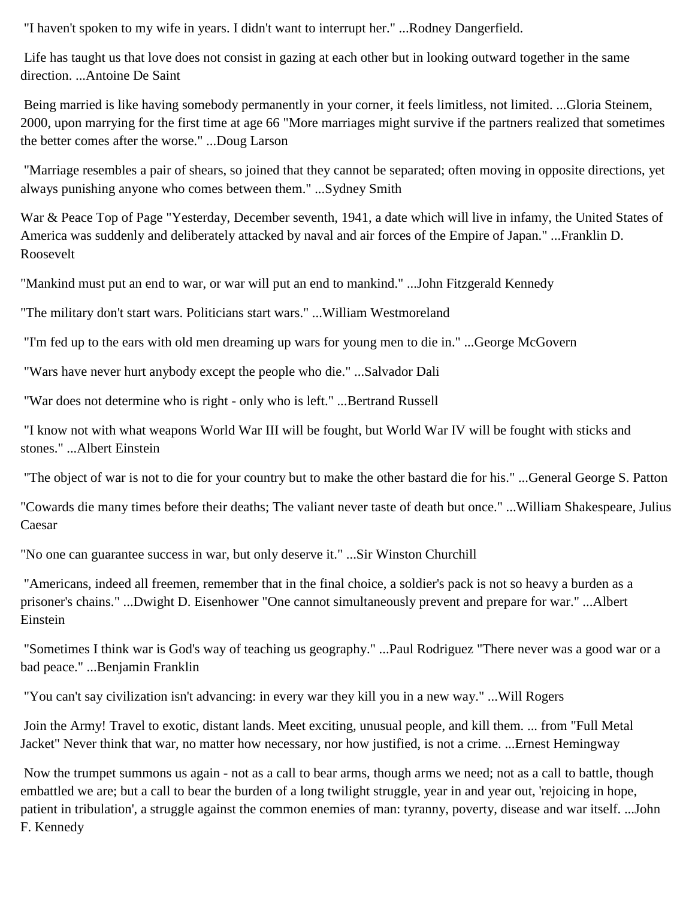"I haven't spoken to my wife in years. I didn't want to interrupt her." ...Rodney Dangerfield.

Life has taught us that love does not consist in gazing at each other but in looking outward together in the same direction. ...Antoine De Saint

Being married is like having somebody permanently in your corner, it feels limitless, not limited. ...Gloria Steinem, 2000, upon marrying for the first time at age 66 "More marriages might survive if the partners realized that sometimes the better comes after the worse." ...Doug Larson

"Marriage resembles a pair of shears, so joined that they cannot be separated; often moving in opposite directions, yet always punishing anyone who comes between them." ...Sydney Smith

War & Peace Top of Page "Yesterday, December seventh, 1941, a date which will live in infamy, the United States of America was suddenly and deliberately attacked by naval and air forces of the Empire of Japan." ...Franklin D. Roosevelt

"Mankind must put an end to war, or war will put an end to mankind." ...John Fitzgerald Kennedy

"The military don't start wars. Politicians start wars." ...William Westmoreland

"I'm fed up to the ears with old men dreaming up wars for young men to die in." ...George McGovern

"Wars have never hurt anybody except the people who die." ...Salvador Dali

"War does not determine who is right - only who is left." ...Bertrand Russell

"I know not with what weapons World War III will be fought, but World War IV will be fought with sticks and stones." ...Albert Einstein

"The object of war is not to die for your country but to make the other bastard die for his." ...General George S. Patton

"Cowards die many times before their deaths; The valiant never taste of death but once." ...William Shakespeare, Julius Caesar

"No one can guarantee success in war, but only deserve it." ...Sir Winston Churchill

"Americans, indeed all freemen, remember that in the final choice, a soldier's pack is not so heavy a burden as a prisoner's chains." ...Dwight D. Eisenhower "One cannot simultaneously prevent and prepare for war." ...Albert Einstein

"Sometimes I think war is God's way of teaching us geography." ...Paul Rodriguez "There never was a good war or a bad peace." ...Benjamin Franklin

"You can't say civilization isn't advancing: in every war they kill you in a new way." ...Will Rogers

Join the Army! Travel to exotic, distant lands. Meet exciting, unusual people, and kill them. ... from "Full Metal Jacket" Never think that war, no matter how necessary, nor how justified, is not a crime. ...Ernest Hemingway

Now the trumpet summons us again - not as a call to bear arms, though arms we need; not as a call to battle, though embattled we are; but a call to bear the burden of a long twilight struggle, year in and year out, 'rejoicing in hope, patient in tribulation', a struggle against the common enemies of man: tyranny, poverty, disease and war itself. ...John F. Kennedy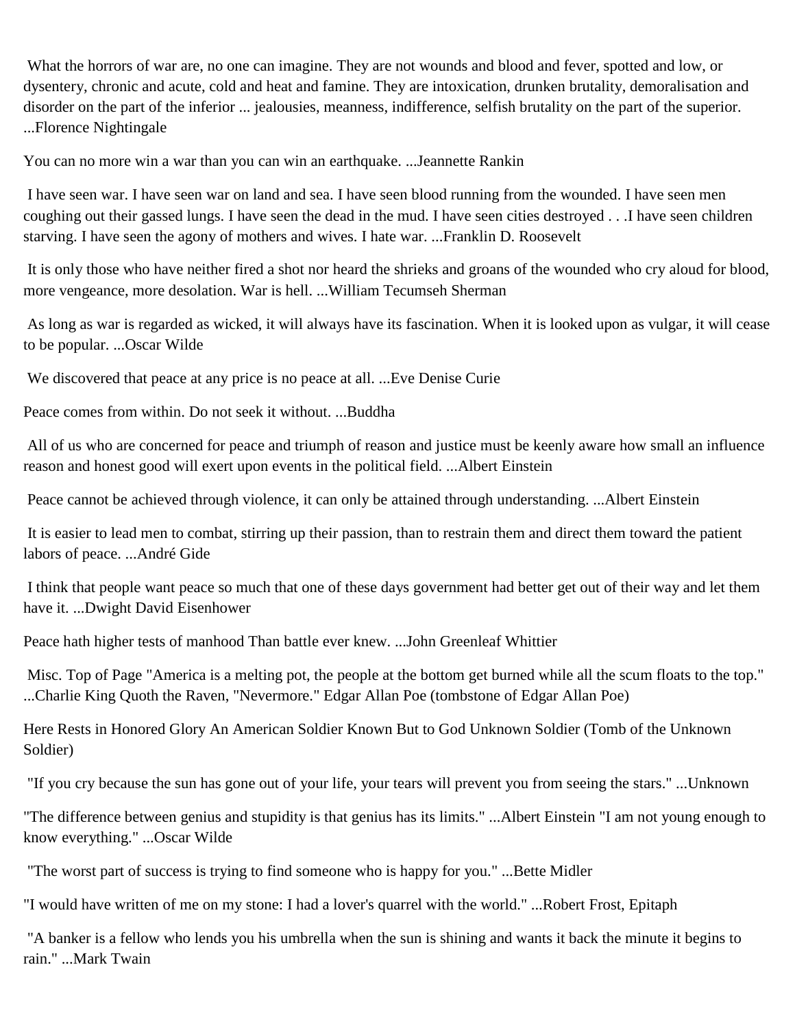What the horrors of war are, no one can imagine. They are not wounds and blood and fever, spotted and low, or dysentery, chronic and acute, cold and heat and famine. They are intoxication, drunken brutality, demoralisation and disorder on the part of the inferior ... jealousies, meanness, indifference, selfish brutality on the part of the superior. ...Florence Nightingale

You can no more win a war than you can win an earthquake. ...Jeannette Rankin

I have seen war. I have seen war on land and sea. I have seen blood running from the wounded. I have seen men coughing out their gassed lungs. I have seen the dead in the mud. I have seen cities destroyed . . .I have seen children starving. I have seen the agony of mothers and wives. I hate war. ...Franklin D. Roosevelt

It is only those who have neither fired a shot nor heard the shrieks and groans of the wounded who cry aloud for blood, more vengeance, more desolation. War is hell. ...William Tecumseh Sherman

As long as war is regarded as wicked, it will always have its fascination. When it is looked upon as vulgar, it will cease to be popular. ...Oscar Wilde

We discovered that peace at any price is no peace at all. ...Eve Denise Curie

Peace comes from within. Do not seek it without. ...Buddha

All of us who are concerned for peace and triumph of reason and justice must be keenly aware how small an influence reason and honest good will exert upon events in the political field. ...Albert Einstein

Peace cannot be achieved through violence, it can only be attained through understanding. ...Albert Einstein

It is easier to lead men to combat, stirring up their passion, than to restrain them and direct them toward the patient labors of peace. ...André Gide

I think that people want peace so much that one of these days government had better get out of their way and let them have it. ...Dwight David Eisenhower

Peace hath higher tests of manhood Than battle ever knew. ...John Greenleaf Whittier

Misc. Top of Page "America is a melting pot, the people at the bottom get burned while all the scum floats to the top." ...Charlie King Quoth the Raven, "Nevermore." Edgar Allan Poe (tombstone of Edgar Allan Poe)

Here Rests in Honored Glory An American Soldier Known But to God Unknown Soldier (Tomb of the Unknown Soldier)

"If you cry because the sun has gone out of your life, your tears will prevent you from seeing the stars." ...Unknown

"The difference between genius and stupidity is that genius has its limits." ...Albert Einstein "I am not young enough to know everything." ...Oscar Wilde

"The worst part of success is trying to find someone who is happy for you." ...Bette Midler

"I would have written of me on my stone: I had a lover's quarrel with the world." ...Robert Frost, Epitaph

"A banker is a fellow who lends you his umbrella when the sun is shining and wants it back the minute it begins to rain." ...Mark Twain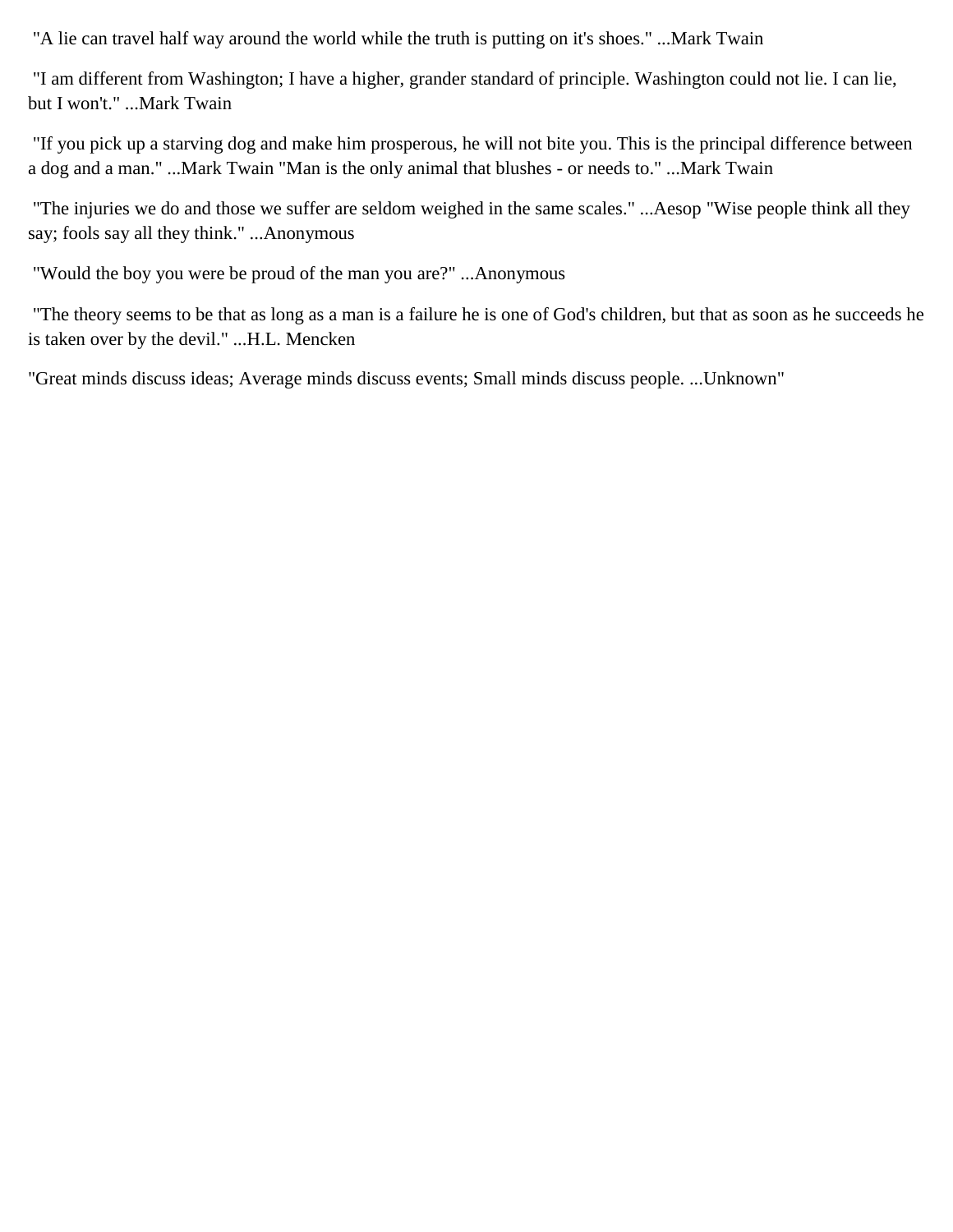"A lie can travel half way around the world while the truth is putting on it's shoes." ...Mark Twain

"I am different from Washington; I have a higher, grander standard of principle. Washington could not lie. I can lie, but I won't." ...Mark Twain

"If you pick up a starving dog and make him prosperous, he will not bite you. This is the principal difference between a dog and a man." ...Mark Twain "Man is the only animal that blushes - or needs to." ...Mark Twain

"The injuries we do and those we suffer are seldom weighed in the same scales." ...Aesop "Wise people think all they say; fools say all they think." ...Anonymous

"Would the boy you were be proud of the man you are?" ...Anonymous

"The theory seems to be that as long as a man is a failure he is one of God's children, but that as soon as he succeeds he is taken over by the devil." ...H.L. Mencken

"Great minds discuss ideas; Average minds discuss events; Small minds discuss people. ...Unknown"